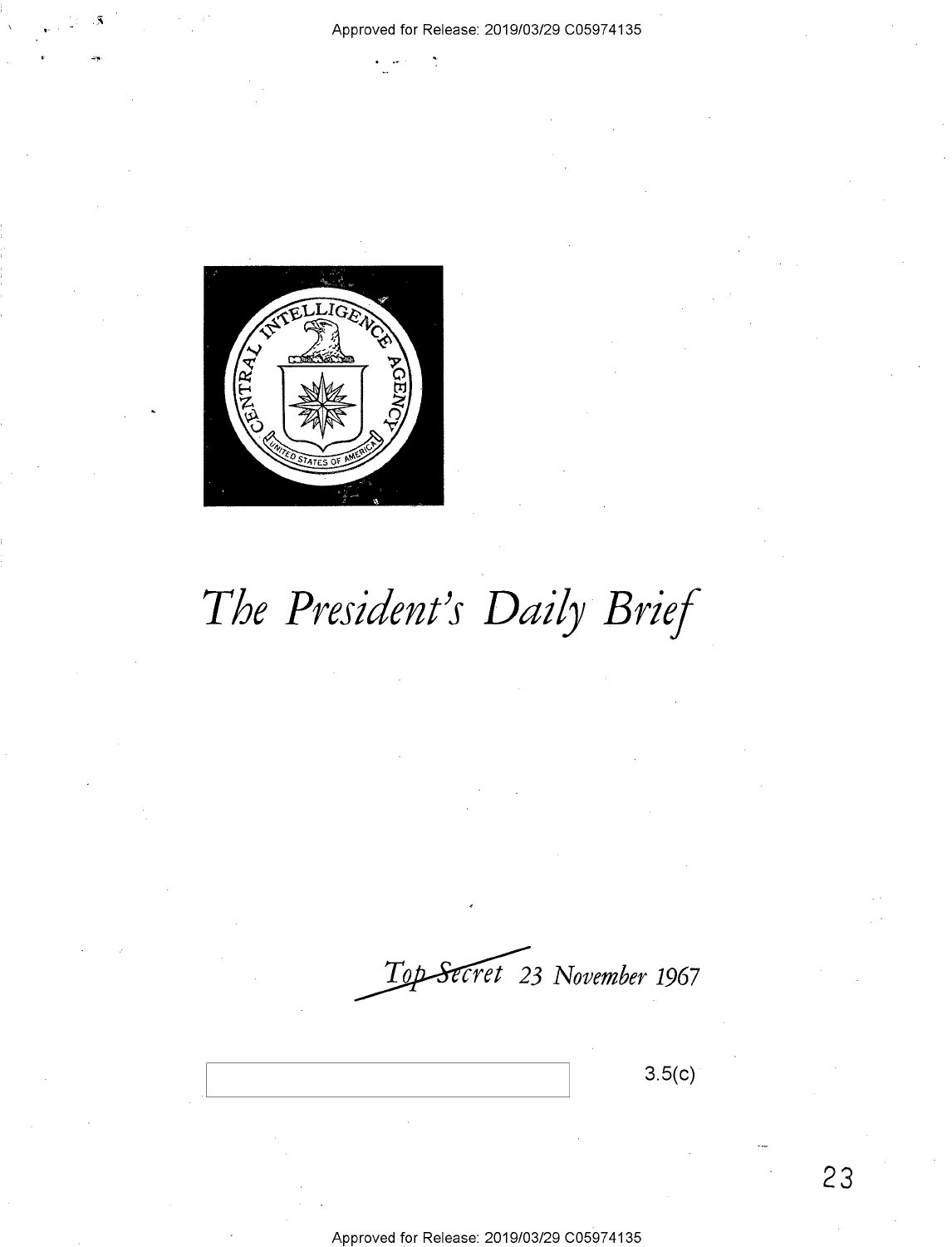# The President's Daily Brief

~~Top Secret~~ 23 November 1967

3.5(c)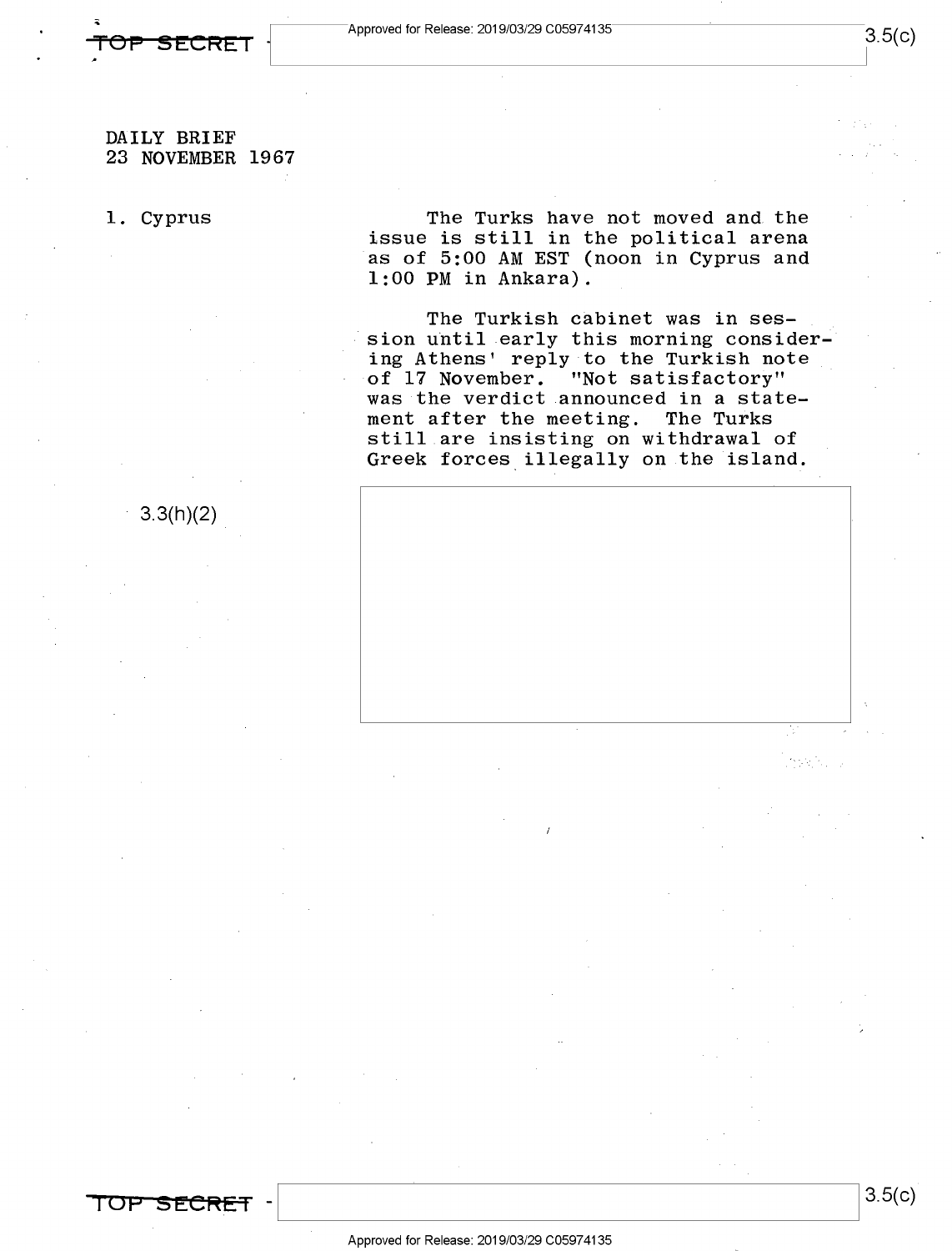DAILY BRIEF
23 NOVEMBER 1967

1. Cyprus

The Turks have not moved and the issue is still in the political arena as of 5:00 AM EST (noon in Cyprus and 1:00 PM in Ankara).

The Turkish cabinet was in session until early this morning considering Athens' reply to the Turkish note of 17 November. "Not satisfactory" was the verdict announced in a statement after the meeting. The Turks still are insisting on withdrawal of Greek forces illegally on the island.

3.3(h)(2)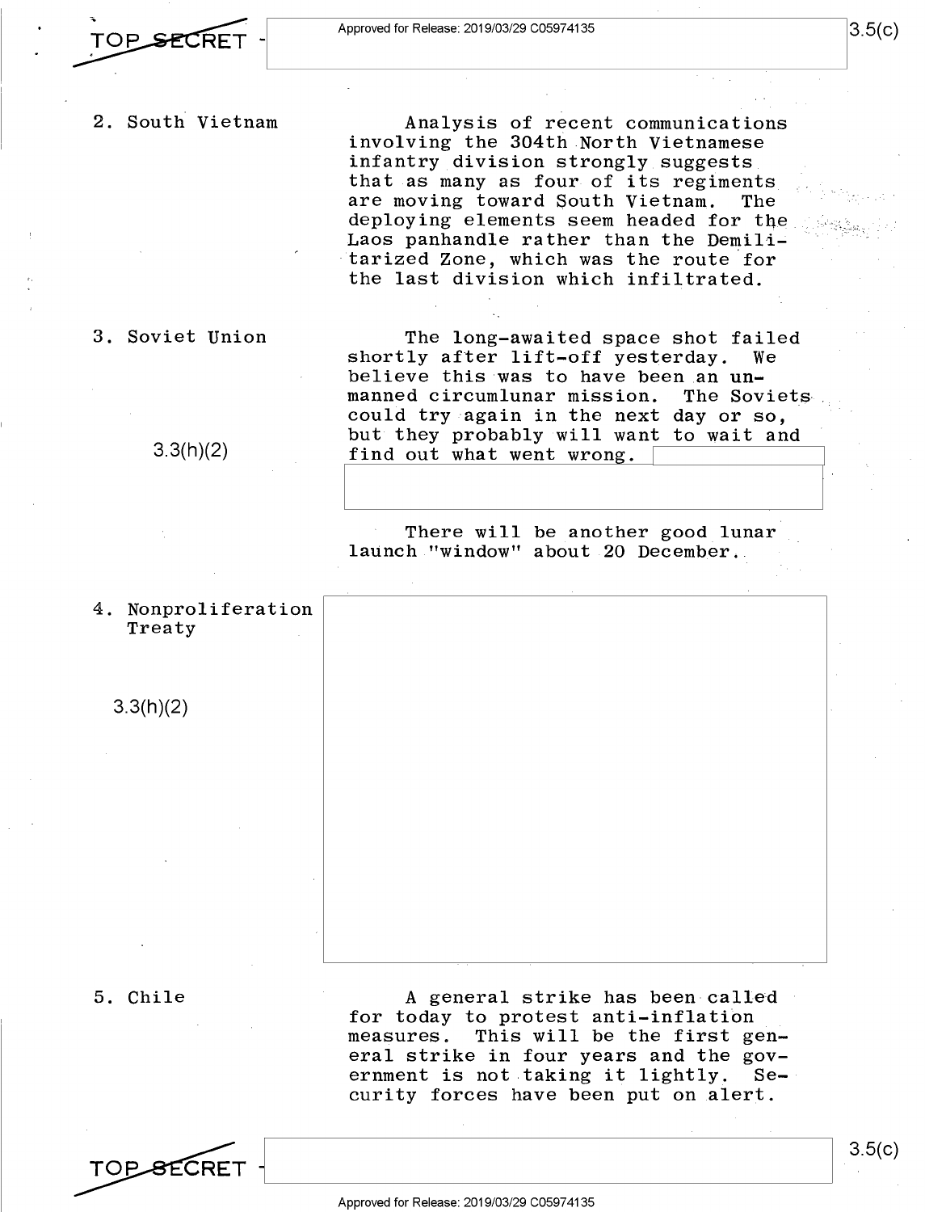2. South Vietnam

Analysis of recent communications involving the 304th North Vietnamese infantry division strongly suggests that as many as four of its regiments are moving toward South Vietnam. The deploying elements seem headed for the Laos panhandle rather than the Demilitarized Zone, which was the route for the last division which infiltrated.

3. Soviet Union

The long-awaited space shot failed shortly after lift-off yesterday. We believe this was to have been an unmanned circumlunar mission. The Soviets could try again in the next day or so, but they probably will want to wait and find out what went wrong.

3.3(h)(2)

There will be another good lunar launch "window" about 20 December.

4. Nonproliferation Treaty

3.3(h)(2)

5. Chile

A general strike has been called for today to protest anti-inflation measures. This will be the first general strike in four years and the government is not taking it lightly. Security forces have been put on alert.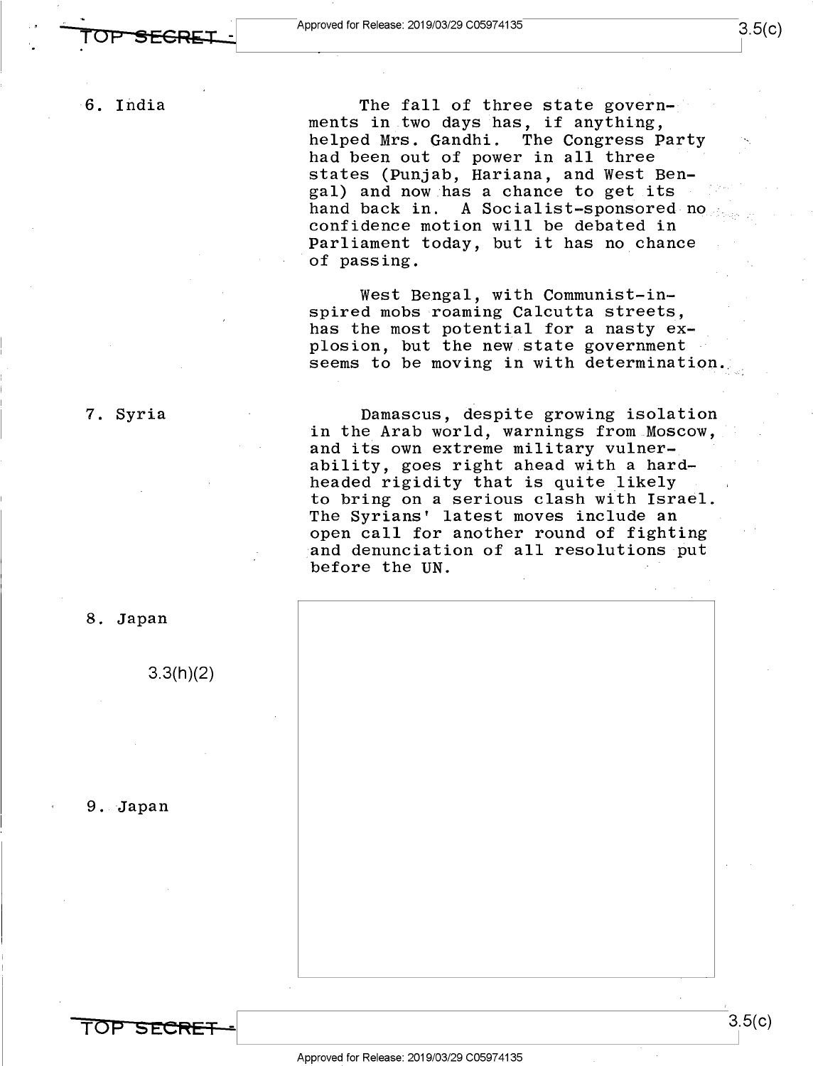6. India

The fall of three state governments in two days has, if anything, helped Mrs. Gandhi. The Congress Party had been out of power in all three states (Punjab, Hariana, and West Bengal) and now has a chance to get its hand back in. A Socialist-sponsored no confidence motion will be debated in Parliament today, but it has no chance of passing.

West Bengal, with Communist-inspired mobs roaming Calcutta streets, has the most potential for a nasty explosion, but the new state government seems to be moving with determination.

7. Syria

Damascus, despite growing isolation in the Arab world, warnings from Moscow, and its own extreme military vulnerability, goes right ahead with a hardheaded rigidity that is quite likely to bring on a serious clash with Israel. The Syrians' latest moves include an open call for another round of fighting and denunciation of all resolutions put before the UN.

8. Japan

3.3(h)(2)

9. Japan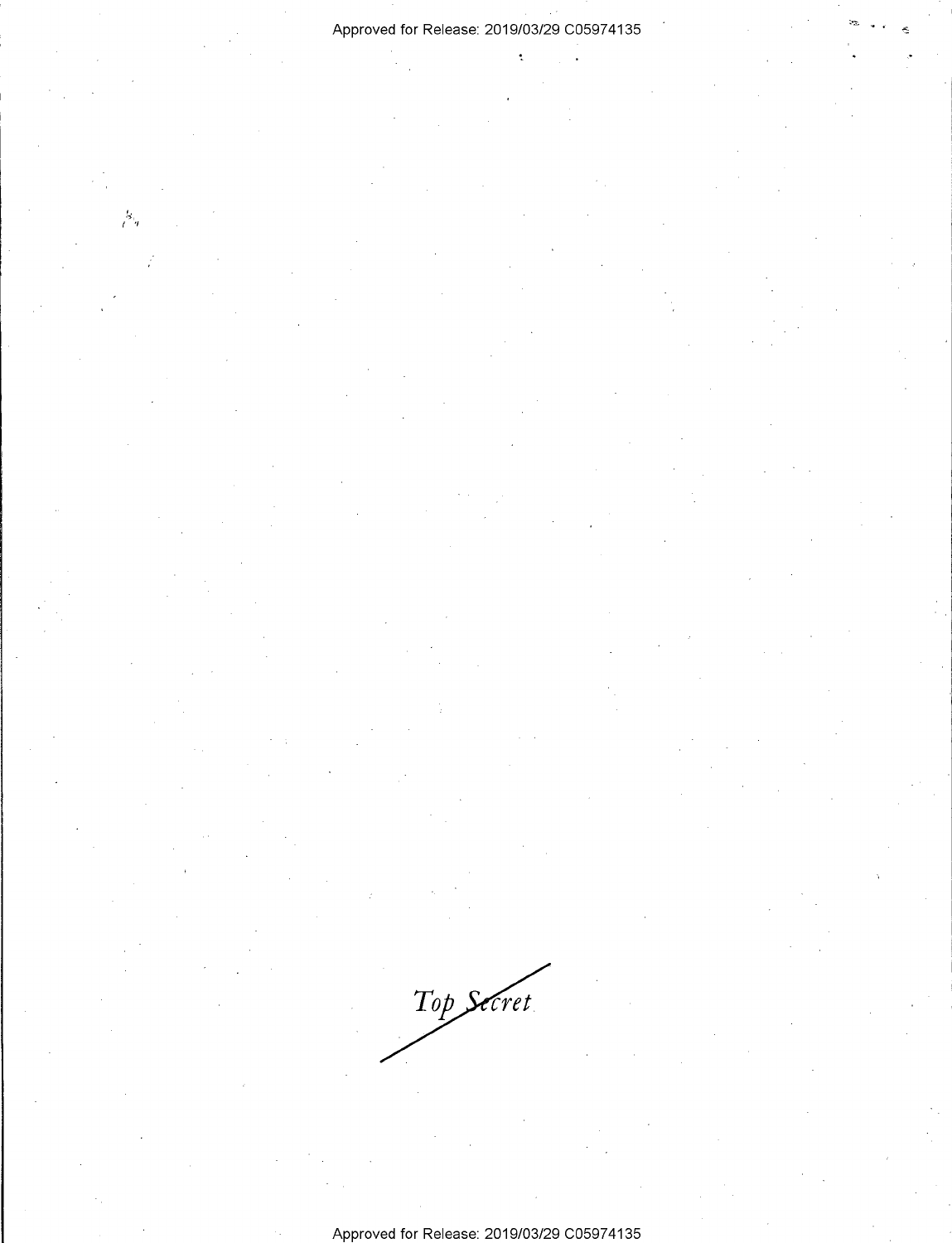*Top Secret*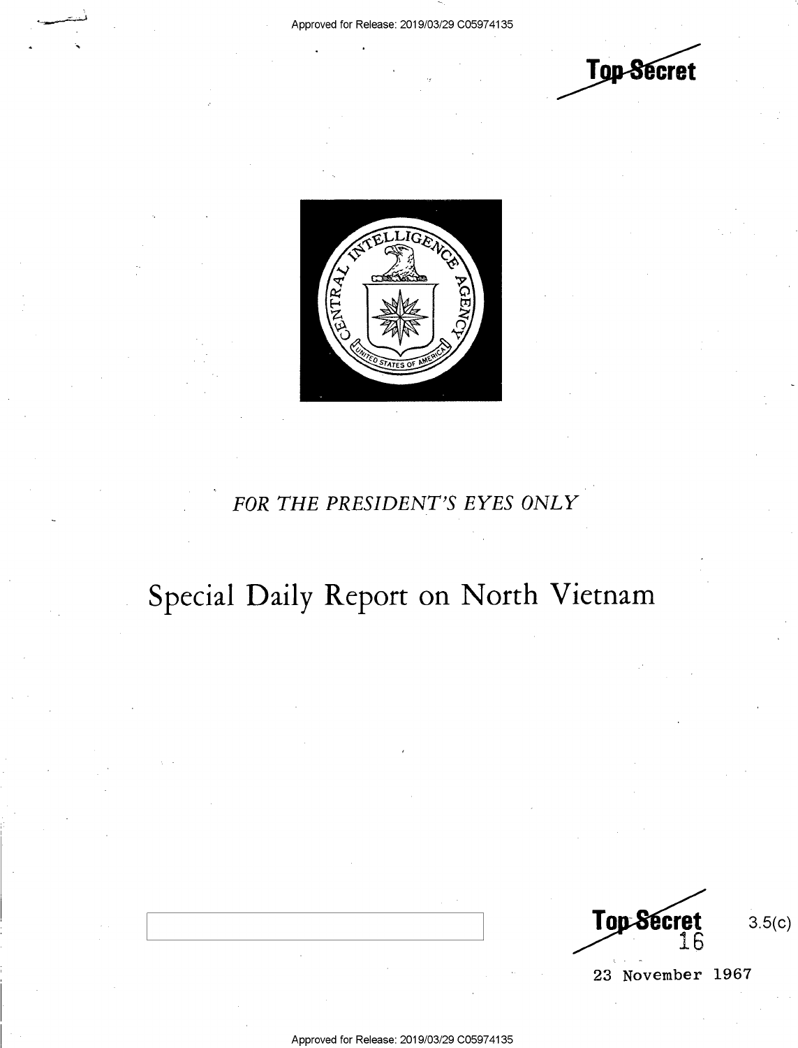Top Secret

FOR THE PRESIDENT'S EYES ONLY

# Special Daily Report on North Vietnam

Top Secret 16

3.5(c)

23 November 1967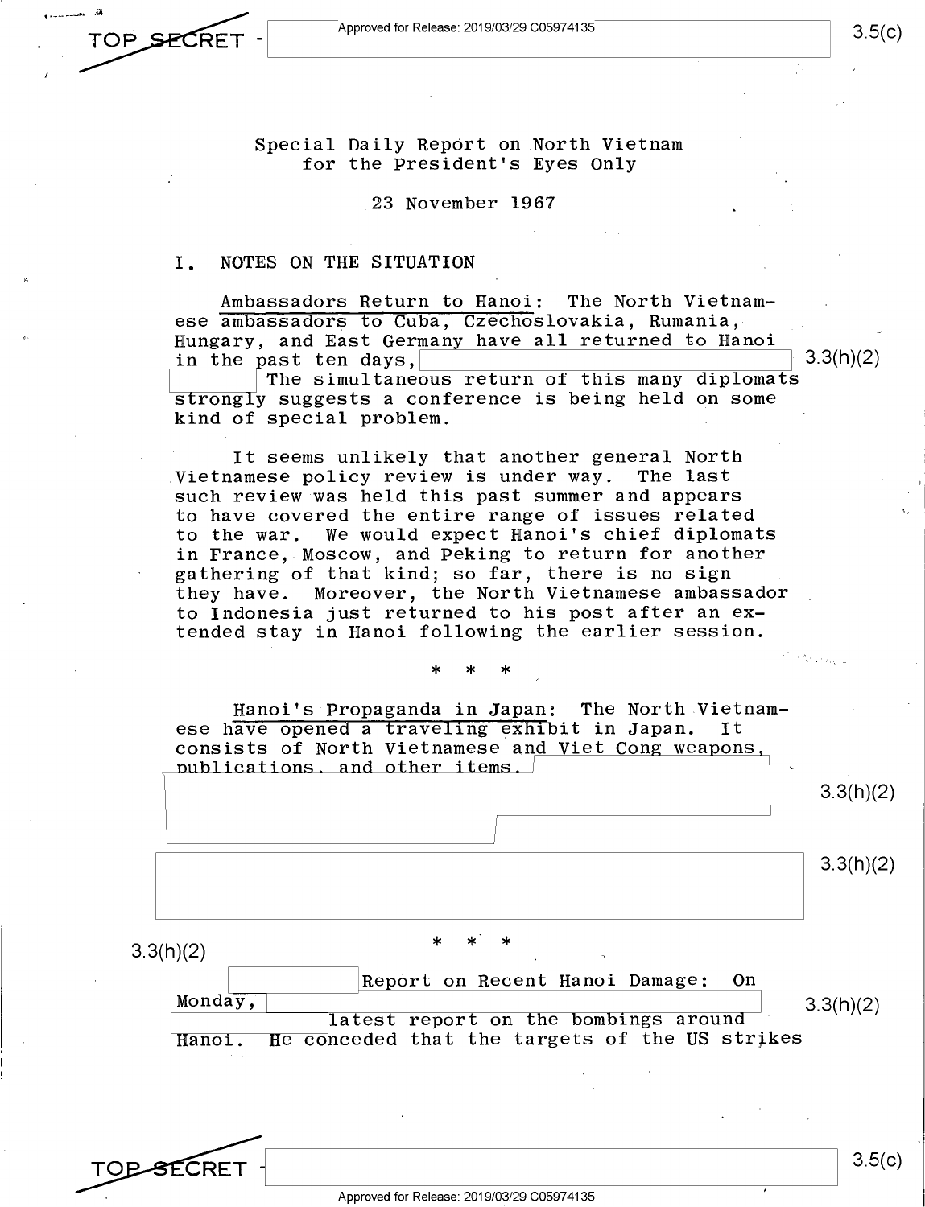Special Daily Report on North Vietnam
for the President's Eyes Only

23 November 1967

## I. NOTES ON THE SITUATION

Ambassadors Return to Hanoi: The North Vietnamese ambassadors to Cuba, Czechoslovakia, Rumania, Hungary, and East Germany have all returned to Hanoi in the past ten days, [REDACTED] 3.3(h)(2) The simultaneous return of this many diplomats strongly suggests a conference is being held on some kind of special problem.

It seems unlikely that another general North Vietnamese policy review is under way. The last such review was held this past summer and appears to have covered the entire range of issues related to the war. We would expect Hanoi's chief diplomats in France, Moscow, and Peking to return for another gathering of that kind; so far, there is no sign they have. Moreover, the North Vietnamese ambassador to Indonesia just returned to his post after an extended stay in Hanoi following the earlier session.

\* \* \*

Hanoi's Propaganda in Japan: The North Vietnamese have opened a traveling exhibit in Japan. It consists of North Vietnamese and Viet Cong weapons, publications, and other items. [REDACTED] 3.3(h)(2)

[REDACTED] 3.3(h)(2)

\* \* \*

3.3(h)(2)

[REDACTED] Report on Recent Hanoi Damage: On Monday, [REDACTED] 3.3(h)(2) latest report on the bombings around Hanoi. He conceded that the targets of the US strikes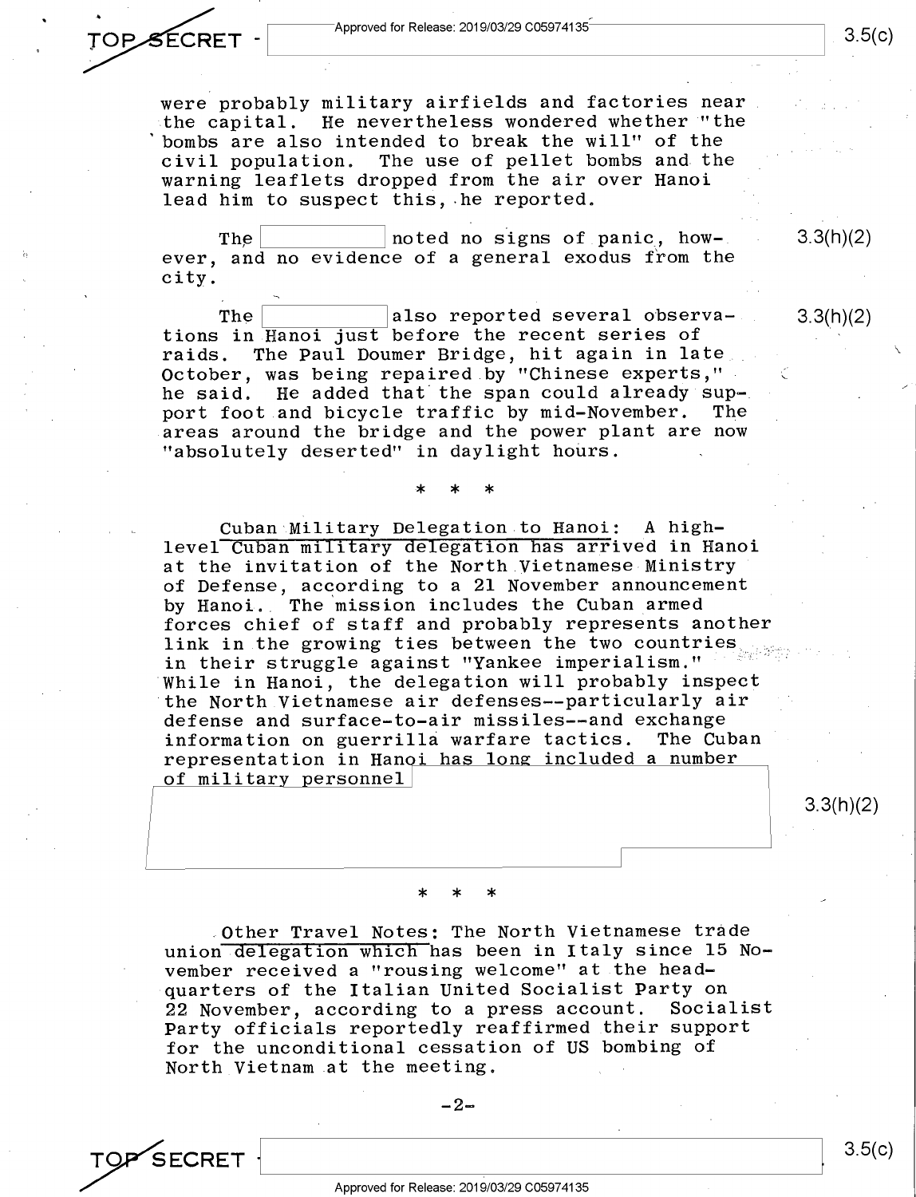were probably military airfields and factories near the capital. He nevertheless wondered whether "the bombs are also intended to break the will" of the civil population. The use of pellet bombs and the warning leaflets dropped from the air over Hanoi lead him to suspect this, he reported.

The [redacted] noted no signs of panic, however, and no evidence of a general exodus from the city.

The [redacted] also reported several observations in Hanoi just before the recent series of raids. The Paul Doumer Bridge, hit again in late October, was being repaired by "Chinese experts," he said. He added that the span could already support foot and bicycle traffic by mid-November. The areas around the bridge and the power plant are now "absolutely deserted" in daylight hours.

\* \* \*

Cuban Military Delegation to Hanoi: A high-level Cuban military delegation has arrived in Hanoi at the invitation of the North Vietnamese Ministry of Defense, according to a 21 November announcement by Hanoi. The mission includes the Cuban armed forces chief of staff and probably represents another link in the growing ties between the two countries in their struggle against "Yankee imperialism." While in Hanoi, the delegation will probably inspect the North Vietnamese air defenses--particularly air defense and surface-to-air missiles--and exchange information on guerrilla warfare tactics. The Cuban representation in Hanoi has long included a number of military personnel [redacted]

\* \* \*

Other Travel Notes: The North Vietnamese trade union delegation which has been in Italy since 15 November received a "rousing welcome" at the headquarters of the Italian United Socialist Party on 22 November, according to a press account. Socialist Party officials reportedly reaffirmed their support for the unconditional cessation of US bombing of North Vietnam at the meeting.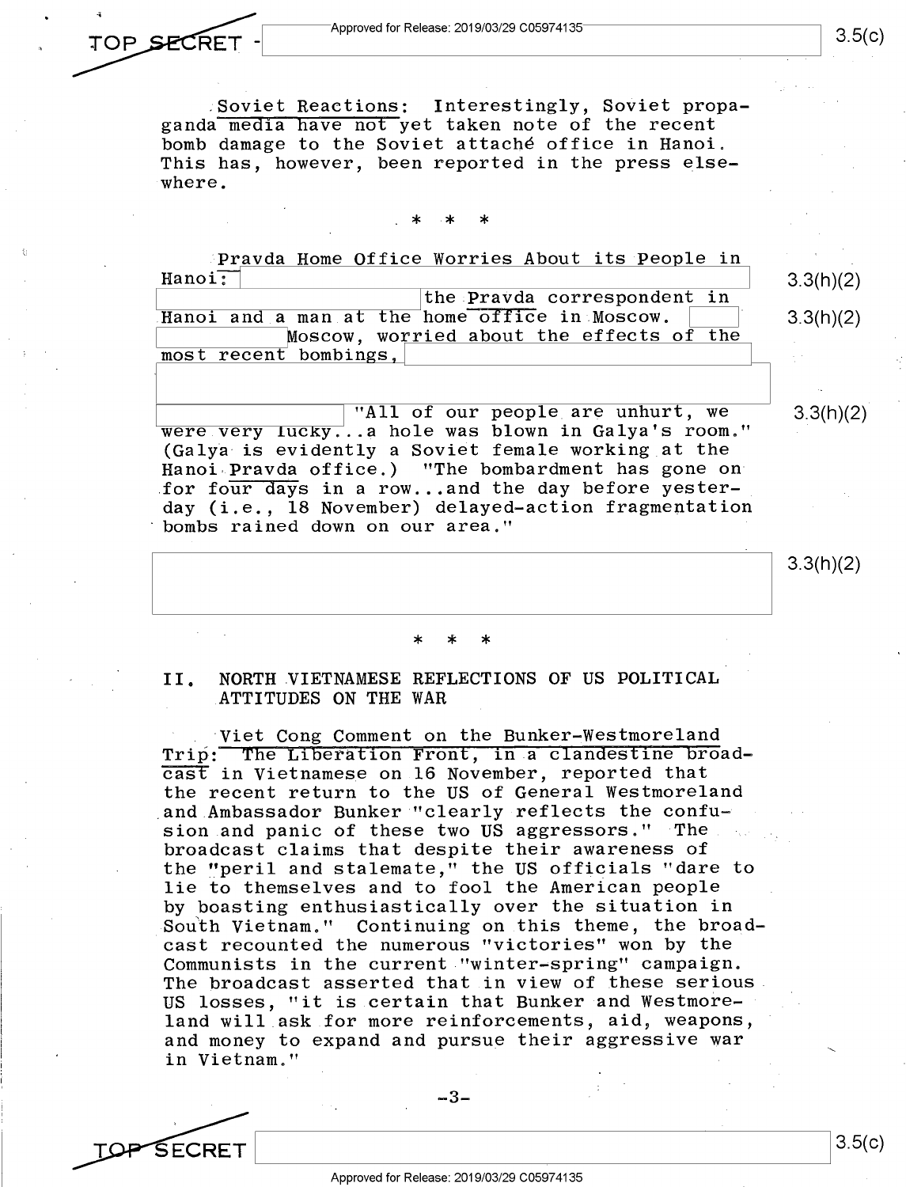**Soviet Reactions:** Interestingly, Soviet propaganda media have not yet taken note of the recent bomb damage to the Soviet attaché office in Hanoi. This has, however, been reported in the press elsewhere.

\* \* \*

**Pravda Home Office Worries About its People in Hanoi:** [redacted] the Pravda correspondent in Hanoi and a man at the home office in Moscow. [redacted] Moscow, worried about the effects of the most recent bombings, [redacted] "All of our people are unhurt, we were very lucky...a hole was blown in Galya's room." (Galya is evidently a Soviet female working at the Hanoi Pravda office.) "The bombardment has gone on for four days in a row...and the day before yesterday (i.e., 18 November) delayed-action fragmentation bombs rained down on our area."

[redacted]

\* \* \*

## II. NORTH VIETNAMESE REFLECTIONS OF US POLITICAL ATTITUDES ON THE WAR

**Viet Cong Comment on the Bunker-Westmoreland Trip:** The Liberation Front, in a clandestine broadcast in Vietnamese on 16 November, reported that the recent return to the US of General Westmoreland and Ambassador Bunker "clearly reflects the confusion and panic of these two US aggressors." The broadcast claims that despite their awareness of the "peril and stalemate," the US officials "dare to lie to themselves and to fool the American people by boasting enthusiastically over the situation in South Vietnam." Continuing on this theme, the broadcast recounted the numerous "victories" won by the Communists in the current "winter-spring" campaign. The broadcast asserted that in view of these serious US losses, "it is certain that Bunker and Westmoreland will ask for more reinforcements, aid, weapons, and money to expand and pursue their aggressive war in Vietnam."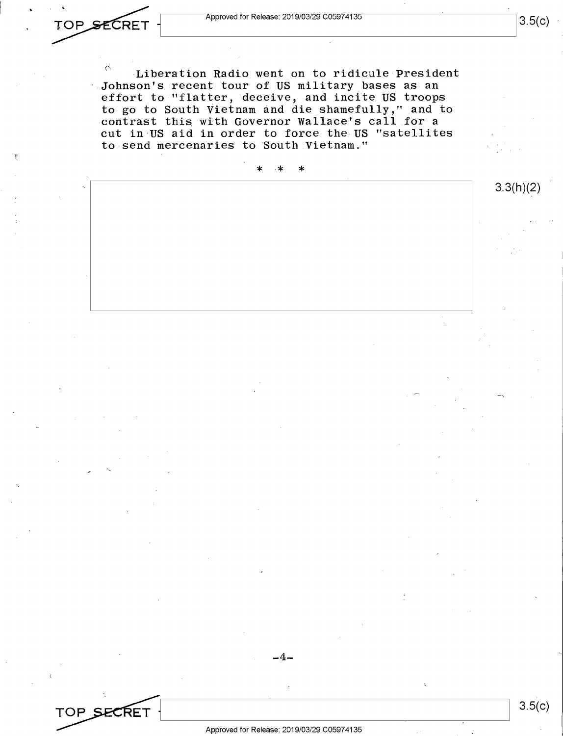Liberation Radio went on to ridicule President Johnson's recent tour of US military bases as an effort to "flatter, deceive, and incite US troops to go to South Vietnam and die shamefully," and to contrast this with Governor Wallace's call for a cut in US aid in order to force the US "satellites to send mercenaries to South Vietnam."

\* \* \*

3.3(h)(2)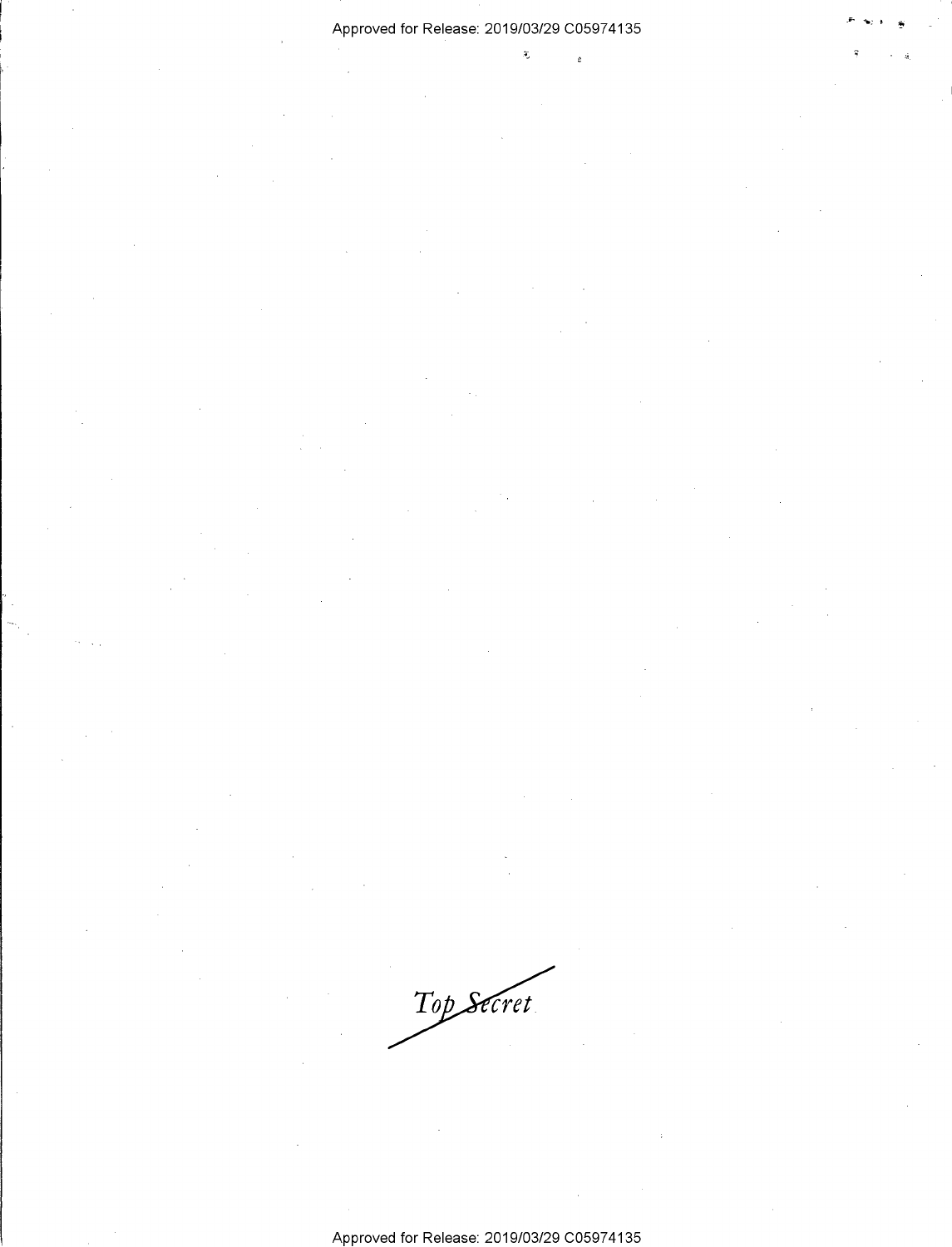Top Secret